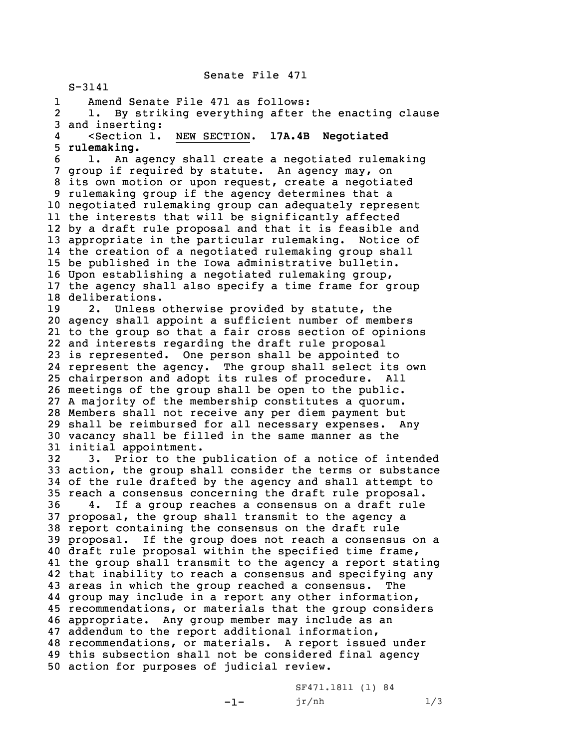Senate File 471

S-3141

Amend Senate File 471 as follows:

1. By striking everything after the enacting clause and inserting:

<Section 1. NEW SECTION. **17A.4B Negotiated rulemaking.**

1. An agency shall create a negotiated rulemaking group if required by statute. An agency may, on its own motion or upon request, create a negotiated rulemaking group if the agency determines that a negotiated rulemaking group can adequately represent the interests that will be significantly affected by a draft rule proposal and that it is feasible and appropriate in the particular rulemaking. Notice of the creation of a negotiated rulemaking group shall be published in the Iowa administrative bulletin. Upon establishing a negotiated rulemaking group, the agency shall also specify a time frame for group deliberations.

2. Unless otherwise provided by statute, the agency shall appoint a sufficient number of members to the group so that a fair cross section of opinions and interests regarding the draft rule proposal is represented. One person shall be appointed to represent the agency. The group shall select its own chairperson and adopt its rules of procedure. All meetings of the group shall be open to the public. A majority of the membership constitutes a quorum. Members shall not receive any per diem payment but shall be reimbursed for all necessary expenses. Any vacancy shall be filled in the same manner as the initial appointment.

3. Prior to the publication of a notice of intended action, the group shall consider the terms or substance of the rule drafted by the agency and shall attempt to reach a consensus concerning the draft rule proposal.

4. If a group reaches a consensus on a draft rule proposal, the group shall transmit to the agency a report containing the consensus on the draft rule proposal. If the group does not reach a consensus on a draft rule proposal within the specified time frame, the group shall transmit to the agency a report stating that inability to reach a consensus and specifying any areas in which the group reached a consensus. The group may include in a report any other information, recommendations, or materials that the group considers appropriate. Any group member may include as an addendum to the report additional information, recommendations, or materials. A report issued under this subsection shall not be considered final agency action for purposes of judicial review.

SF471.1811 (1) 84

jr/nh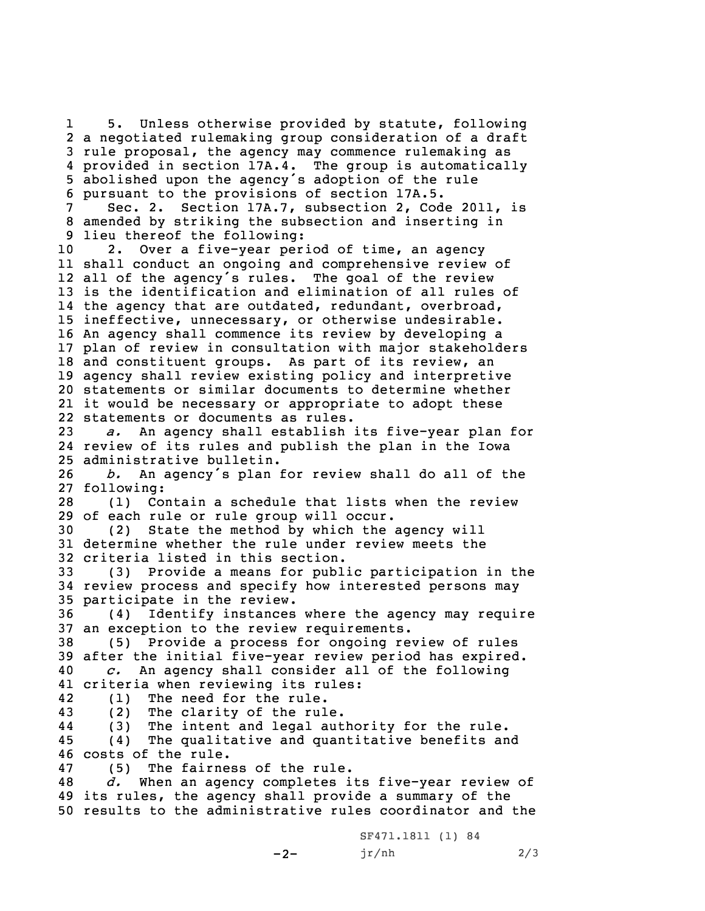5. Unless otherwise provided by statute, following a negotiated rulemaking group consideration of a draft rule proposal, the agency may commence rulemaking as provided in section 17A.4. The group is automatically abolished upon the agency's adoption of the rule pursuant to the provisions of section 17A.5.

Sec. 2. Section 17A.7, subsection 2, Code 2011, is amended by striking the subsection and inserting in lieu thereof the following:

2. Over a five-year period of time, an agency shall conduct an ongoing and comprehensive review of all of the agency's rules. The goal of the review is the identification and elimination of all rules of the agency that are outdated, redundant, overbroad, ineffective, unnecessary, or otherwise undesirable. An agency shall commence its review by developing a plan of review in consultation with major stakeholders and constituent groups. As part of its review, an agency shall review existing policy and interpretive statements or similar documents to determine whether it would be necessary or appropriate to adopt these statements or documents as rules.

*a.* An agency shall establish its five-year plan for review of its rules and publish the plan in the Iowa administrative bulletin.

*b.* An agency's plan for review shall do all of the following:

(1) Contain a schedule that lists when the review of each rule or rule group will occur.

(2) State the method by which the agency will determine whether the rule under review meets the criteria listed in this section.

(3) Provide a means for public participation in the review process and specify how interested persons may participate in the review.

(4) Identify instances where the agency may require an exception to the review requirements.

(5) Provide a process for ongoing review of rules after the initial five-year review period has expired.

*c.* An agency shall consider all of the following criteria when reviewing its rules:

(1) The need for the rule.

(2) The clarity of the rule.

(3) The intent and legal authority for the rule.

(4) The qualitative and quantitative benefits and costs of the rule.

(5) The fairness of the rule.

*d.* When an agency completes its five-year review of its rules, the agency shall provide a summary of the results to the administrative rules coordinator and the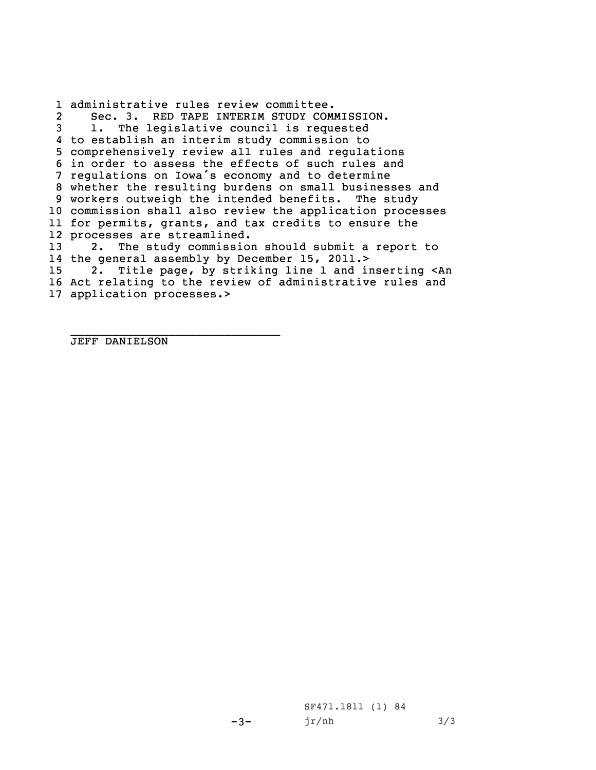administrative rules review committee.

Sec. 3. RED TAPE INTERIM STUDY COMMISSION.

1. The legislative council is requested to establish an interim study commission to comprehensively review all rules and regulations in order to assess the effects of such rules and regulations on Iowa's economy and to determine whether the resulting burdens on small businesses and workers outweigh the intended benefits. The study commission shall also review the application processes for permits, grants, and tax credits to ensure the processes are streamlined.

2. The study commission should submit a report to the general assembly by December 15, 2011.>

2. Title page, by striking line 1 and inserting <An Act relating to the review of administrative rules and application processes.>

______________________________
JEFF DANIELSON

SF471.1811 (1) 84
jr/nh